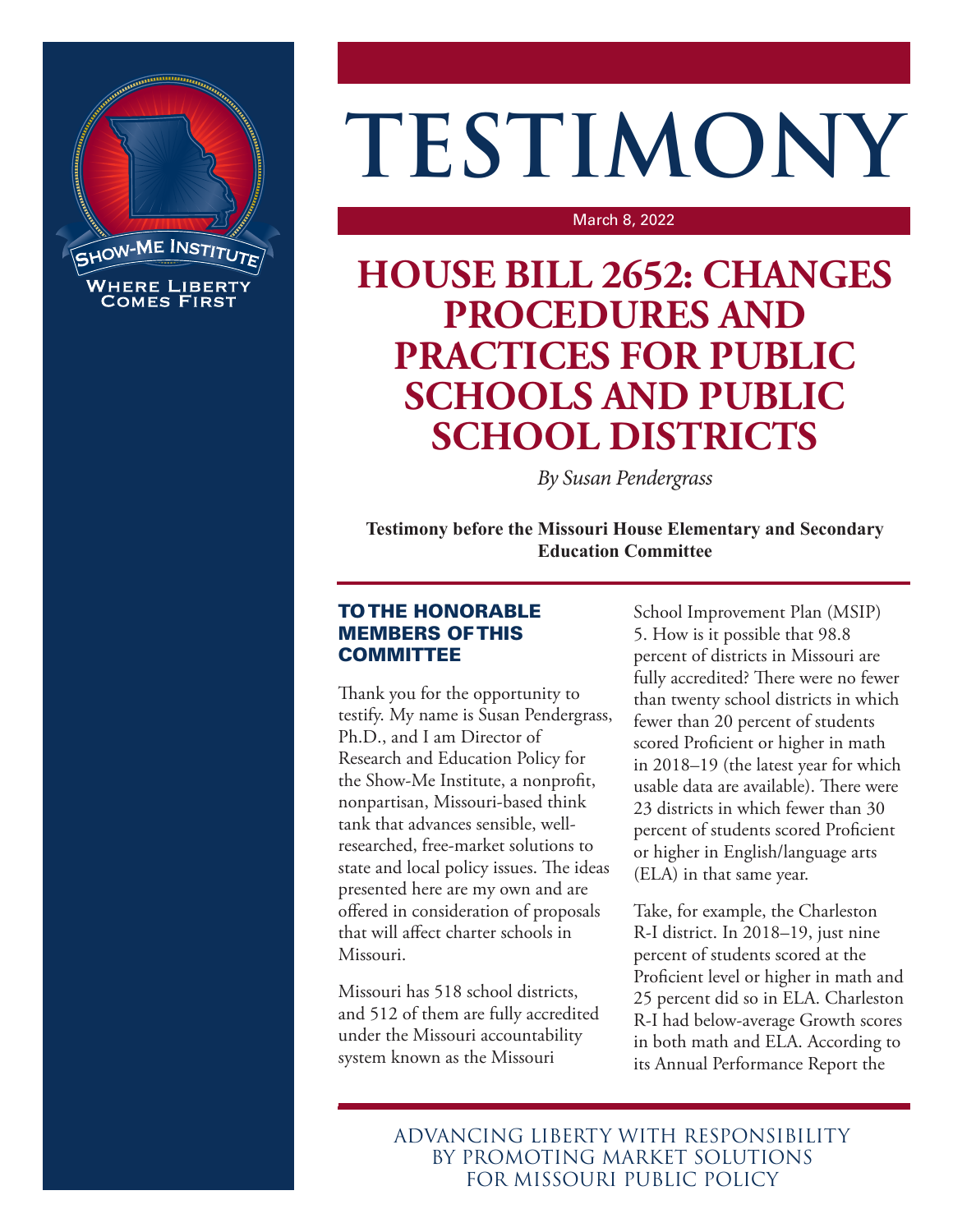# TESTIMONY

March 8, 2022

## HOUSE BILL 2652: CHANGES PROCEDURES AND PRACTICES FOR PUBLIC SCHOOLS AND PUBLIC SCHOOL DISTRICTS

*By Susan Pendergrass*

**Testimony before the Missouri House Elementary and Secondary Education Committee**

### TO THE HONORABLE MEMBERS OF THIS COMMITTEE

Thank you for the opportunity to testify. My name is Susan Pendergrass, Ph.D., and I am Director of Research and Education Policy for the Show-Me Institute, a nonprofit, nonpartisan, Missouri-based think tank that advances sensible, well-researched, free-market solutions to state and local policy issues. The ideas presented here are my own and are offered in consideration of proposals that will affect charter schools in Missouri.

Missouri has 518 school districts, and 512 of them are fully accredited under the Missouri accountability system known as the Missouri School Improvement Plan (MSIP) 5. How is it possible that 98.8 percent of districts in Missouri are fully accredited? There were no fewer than twenty school districts in which fewer than 20 percent of students scored Proficient or higher in math in 2018–19 (the latest year for which usable data are available). There were 23 districts in which fewer than 30 percent of students scored Proficient or higher in English/language arts (ELA) in that same year.

Take, for example, the Charleston R-I district. In 2018–19, just nine percent of students scored at the Proficient level or higher in math and 25 percent did so in ELA. Charleston R-I had below-average Growth scores in both math and ELA. According to its Annual Performance Report the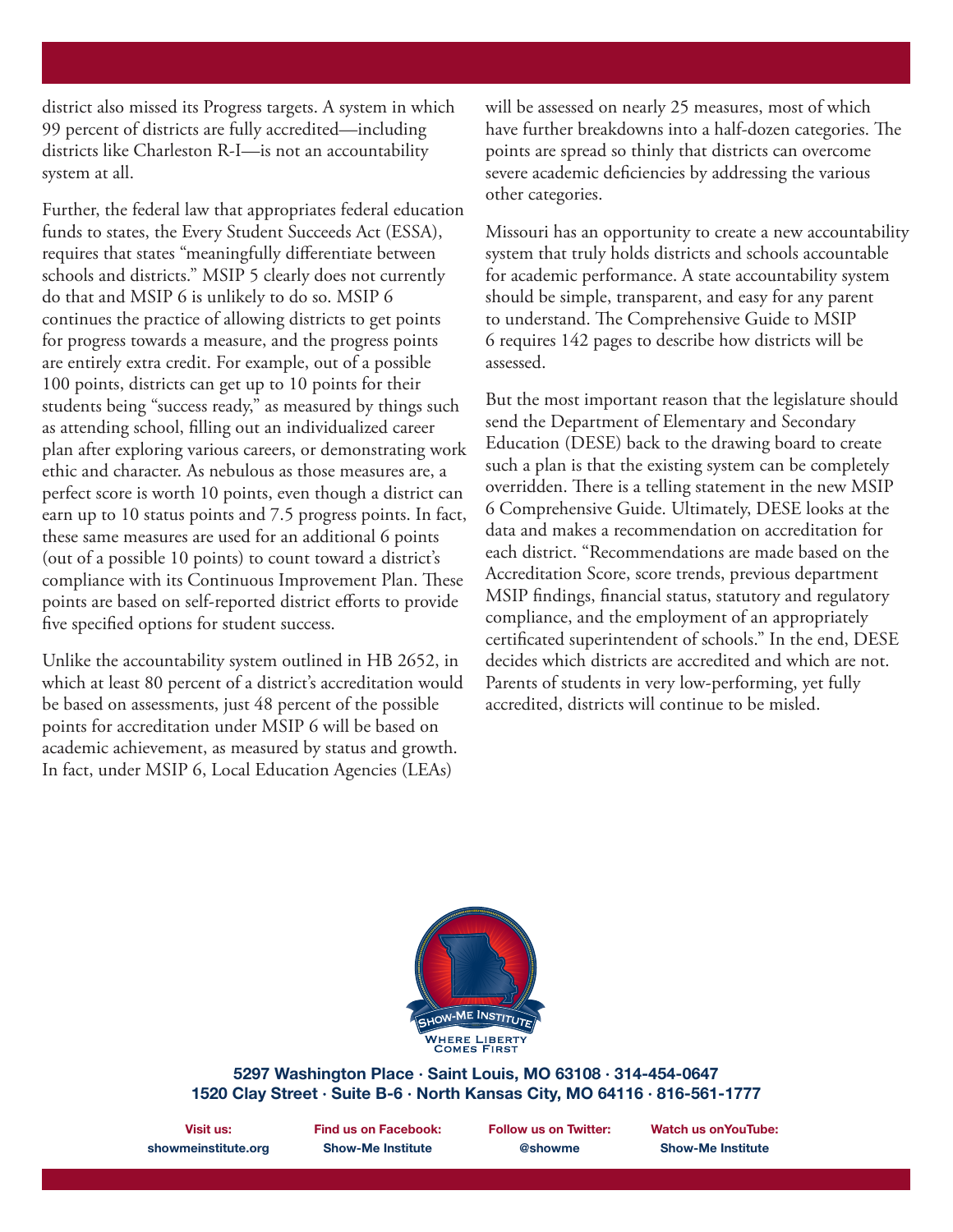district also missed its Progress targets. A system in which 99 percent of districts are fully accredited—including districts like Charleston R-I—is not an accountability system at all.

Further, the federal law that appropriates federal education funds to states, the Every Student Succeeds Act (ESSA), requires that states "meaningfully differentiate between schools and districts." MSIP 5 clearly does not currently do that and MSIP 6 is unlikely to do so. MSIP 6 continues the practice of allowing districts to get points for progress towards a measure, and the progress points are entirely extra credit. For example, out of a possible 100 points, districts can get up to 10 points for their students being "success ready," as measured by things such as attending school, filling out an individualized career plan after exploring various careers, or demonstrating work ethic and character. As nebulous as those measures are, a perfect score is worth 10 points, even though a district can earn up to 10 status points and 7.5 progress points. In fact, these same measures are used for an additional 6 points (out of a possible 10 points) to count toward a district's compliance with its Continuous Improvement Plan. These points are based on self-reported district efforts to provide five specified options for student success.

Unlike the accountability system outlined in HB 2652, in which at least 80 percent of a district's accreditation would be based on assessments, just 48 percent of the possible points for accreditation under MSIP 6 will be based on academic achievement, as measured by status and growth. In fact, under MSIP 6, Local Education Agencies (LEAs) will be assessed on nearly 25 measures, most of which have further breakdowns into a half-dozen categories. The points are spread so thinly that districts can overcome severe academic deficiencies by addressing the various other categories.

Missouri has an opportunity to create a new accountability system that truly holds districts and schools accountable for academic performance. A state accountability system should be simple, transparent, and easy for any parent to understand. The Comprehensive Guide to MSIP 6 requires 142 pages to describe how districts will be assessed.

But the most important reason that the legislature should send the Department of Elementary and Secondary Education (DESE) back to the drawing board to create such a plan is that the existing system can be completely overridden. There is a telling statement in the new MSIP 6 Comprehensive Guide. Ultimately, DESE looks at the data and makes a recommendation on accreditation for each district. "Recommendations are made based on the Accreditation Score, score trends, previous department MSIP findings, financial status, statutory and regulatory compliance, and the employment of an appropriately certificated superintendent of schools." In the end, DESE decides which districts are accredited and which are not. Parents of students in very low-performing, yet fully accredited, districts will continue to be misled.

Show-Me Institute
Where Liberty Comes First

**5297 Washington Place · Saint Louis, MO 63108 · 314-454-0647**
**1520 Clay Street · Suite B-6 · North Kansas City, MO 64116 · 816-561-1777**

**Visit us:** showmeinstitute.org
**Find us on Facebook:** Show-Me Institute
**Follow us on Twitter:** @showme
**Watch us onYouTube:** Show-Me Institute